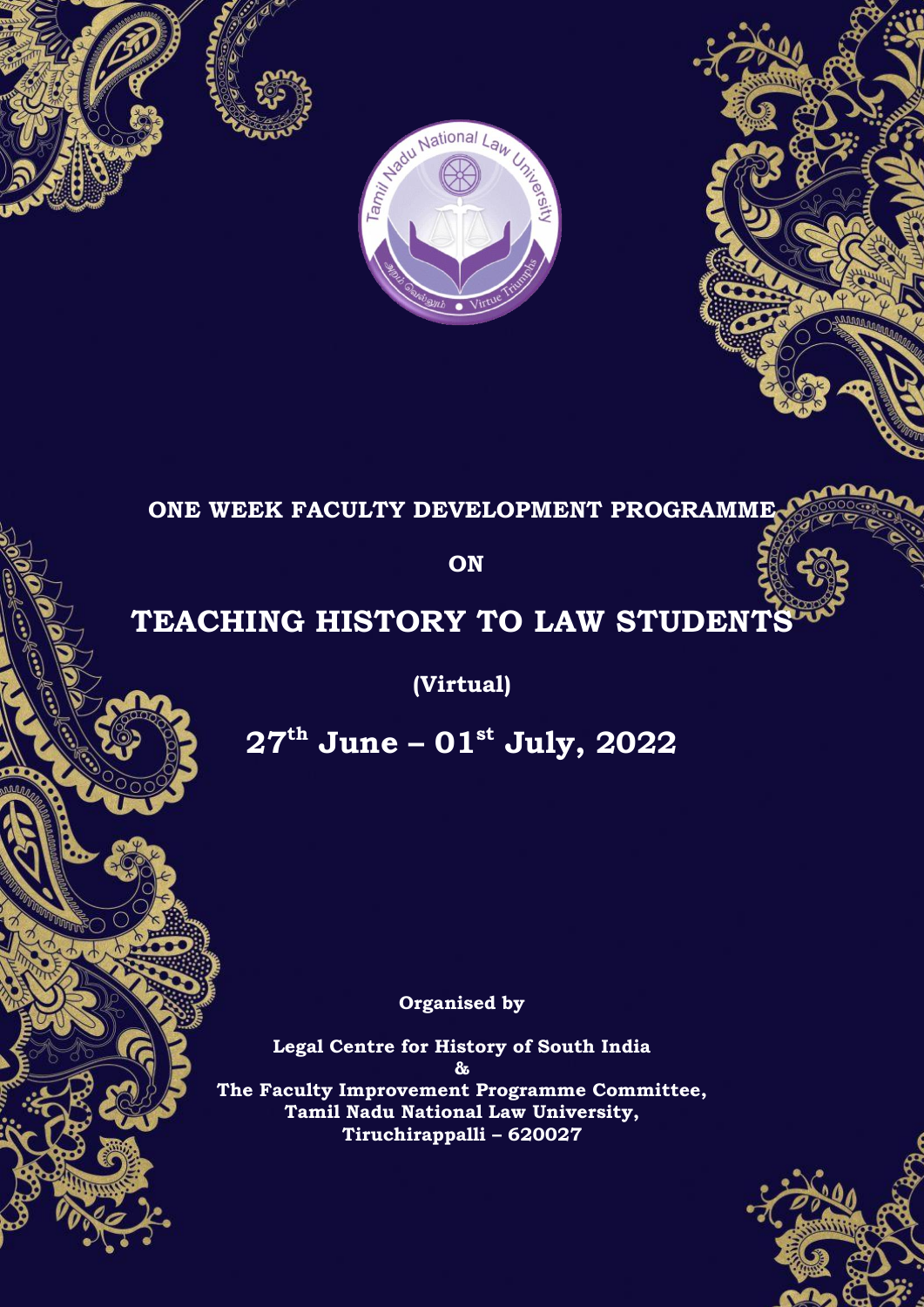**ONE WEEK FACULTY DEVELOPMENT PROGRAMME**

**ON**

# TEACHING HISTORY TO LAW STUDENTS

**(Virtual)**

## 27th June – 01st July, 2022

**Organised by**

**Legal Centre for History of South India**
**&**
**The Faculty Improvement Programme Committee,**
**Tamil Nadu National Law University,**
**Tiruchirappalli – 620027**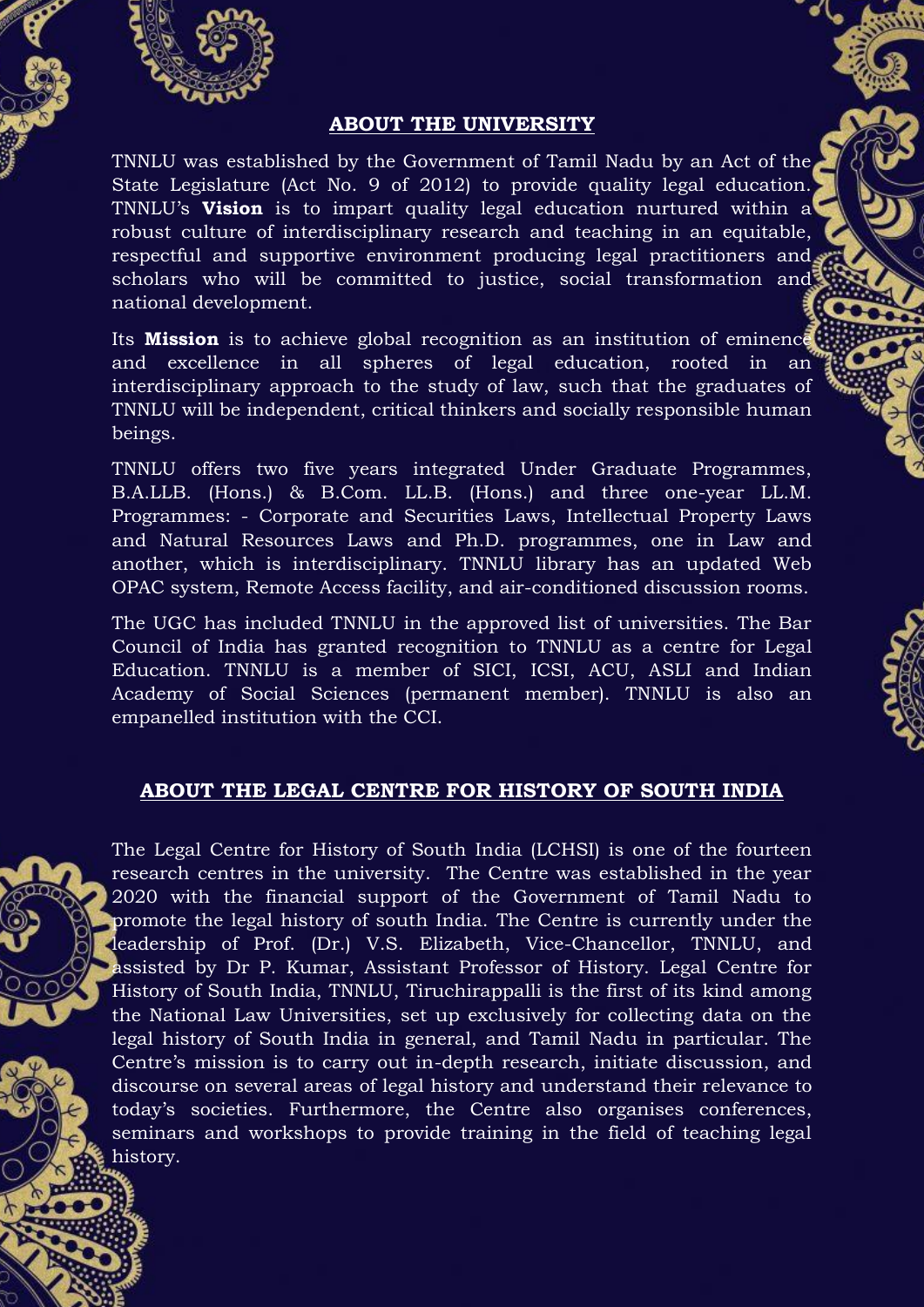## ABOUT THE UNIVERSITY

TNNLU was established by the Government of Tamil Nadu by an Act of the State Legislature (Act No. 9 of 2012) to provide quality legal education. TNNLU's **Vision** is to impart quality legal education nurtured within a robust culture of interdisciplinary research and teaching in an equitable, respectful and supportive environment producing legal practitioners and scholars who will be committed to justice, social transformation and national development.

Its **Mission** is to achieve global recognition as an institution of eminence and excellence in all spheres of legal education, rooted in an interdisciplinary approach to the study of law, such that the graduates of TNNLU will be independent, critical thinkers and socially responsible human beings.

TNNLU offers two five years integrated Under Graduate Programmes, B.A.LLB. (Hons.) & B.Com. LL.B. (Hons.) and three one-year LL.M. Programmes: - Corporate and Securities Laws, Intellectual Property Laws and Natural Resources Laws and Ph.D. programmes, one in Law and another, which is interdisciplinary. TNNLU library has an updated Web OPAC system, Remote Access facility, and air-conditioned discussion rooms.

The UGC has included TNNLU in the approved list of universities. The Bar Council of India has granted recognition to TNNLU as a centre for Legal Education. TNNLU is a member of SICI, ICSI, ACU, ASLI and Indian Academy of Social Sciences (permanent member). TNNLU is also an empanelled institution with the CCI.

## ABOUT THE LEGAL CENTRE FOR HISTORY OF SOUTH INDIA

The Legal Centre for History of South India (LCHSI) is one of the fourteen research centres in the university. The Centre was established in the year 2020 with the financial support of the Government of Tamil Nadu to promote the legal history of south India. The Centre is currently under the leadership of Prof. (Dr.) V.S. Elizabeth, Vice-Chancellor, TNNLU, and assisted by Dr P. Kumar, Assistant Professor of History. Legal Centre for History of South India, TNNLU, Tiruchirappalli is the first of its kind among the National Law Universities, set up exclusively for collecting data on the legal history of South India in general, and Tamil Nadu in particular. The Centre's mission is to carry out in-depth research, initiate discussion, and discourse on several areas of legal history and understand their relevance to today's societies. Furthermore, the Centre also organises conferences, seminars and workshops to provide training in the field of teaching legal history.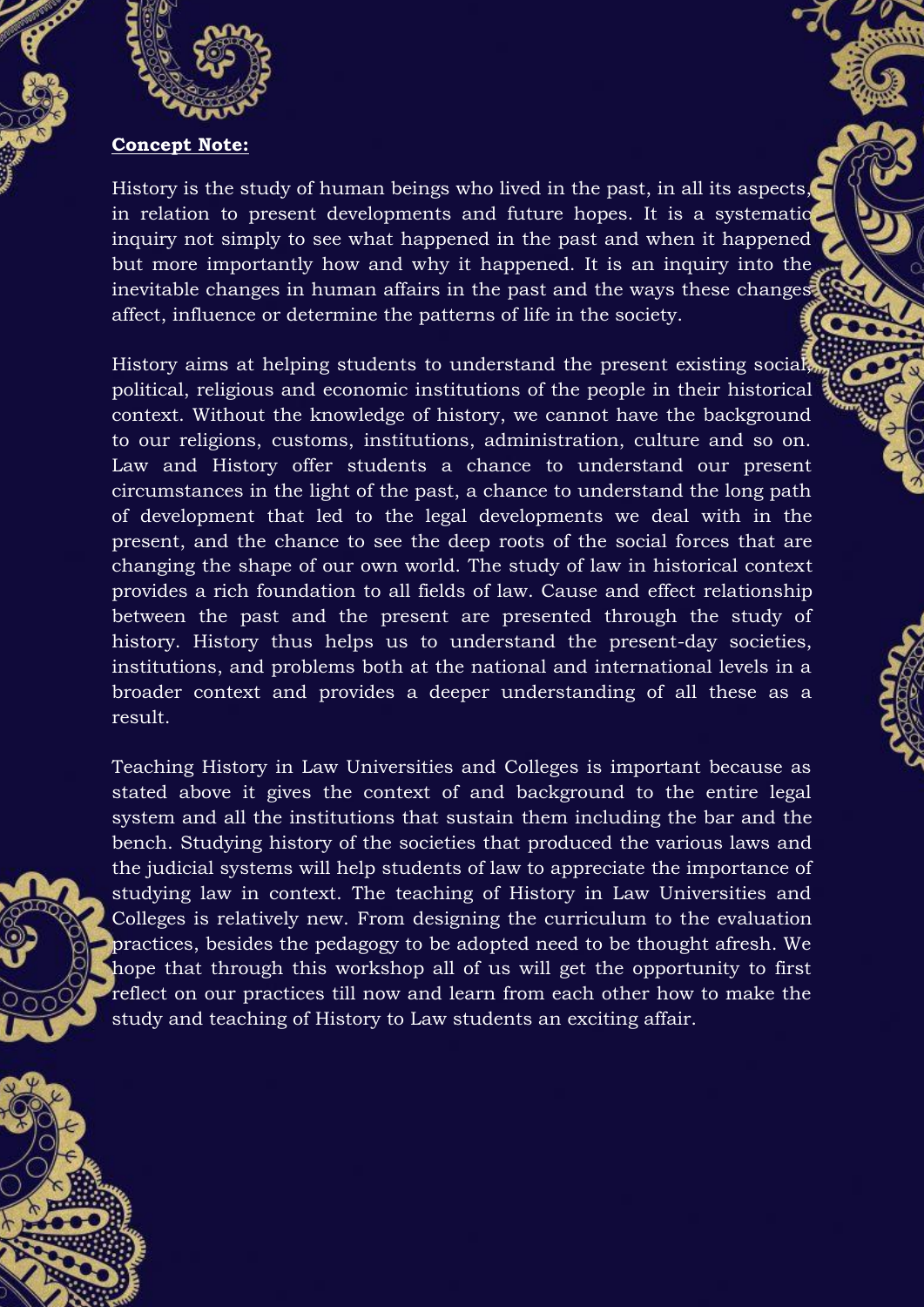**Concept Note:**

History is the study of human beings who lived in the past, in all its aspects, in relation to present developments and future hopes. It is a systematic inquiry not simply to see what happened in the past and when it happened but more importantly how and why it happened. It is an inquiry into the inevitable changes in human affairs in the past and the ways these changes affect, influence or determine the patterns of life in the society.

History aims at helping students to understand the present existing social, political, religious and economic institutions of the people in their historical context. Without the knowledge of history, we cannot have the background to our religions, customs, institutions, administration, culture and so on. Law and History offer students a chance to understand our present circumstances in the light of the past, a chance to understand the long path of development that led to the legal developments we deal with in the present, and the chance to see the deep roots of the social forces that are changing the shape of our own world. The study of law in historical context provides a rich foundation to all fields of law. Cause and effect relationship between the past and the present are presented through the study of history. History thus helps us to understand the present-day societies, institutions, and problems both at the national and international levels in a broader context and provides a deeper understanding of all these as a result.

Teaching History in Law Universities and Colleges is important because as stated above it gives the context of and background to the entire legal system and all the institutions that sustain them including the bar and the bench. Studying history of the societies that produced the various laws and the judicial systems will help students of law to appreciate the importance of studying law in context. The teaching of History in Law Universities and Colleges is relatively new. From designing the curriculum to the evaluation practices, besides the pedagogy to be adopted need to be thought afresh. We hope that through this workshop all of us will get the opportunity to first reflect on our practices till now and learn from each other how to make the study and teaching of History to Law students an exciting affair.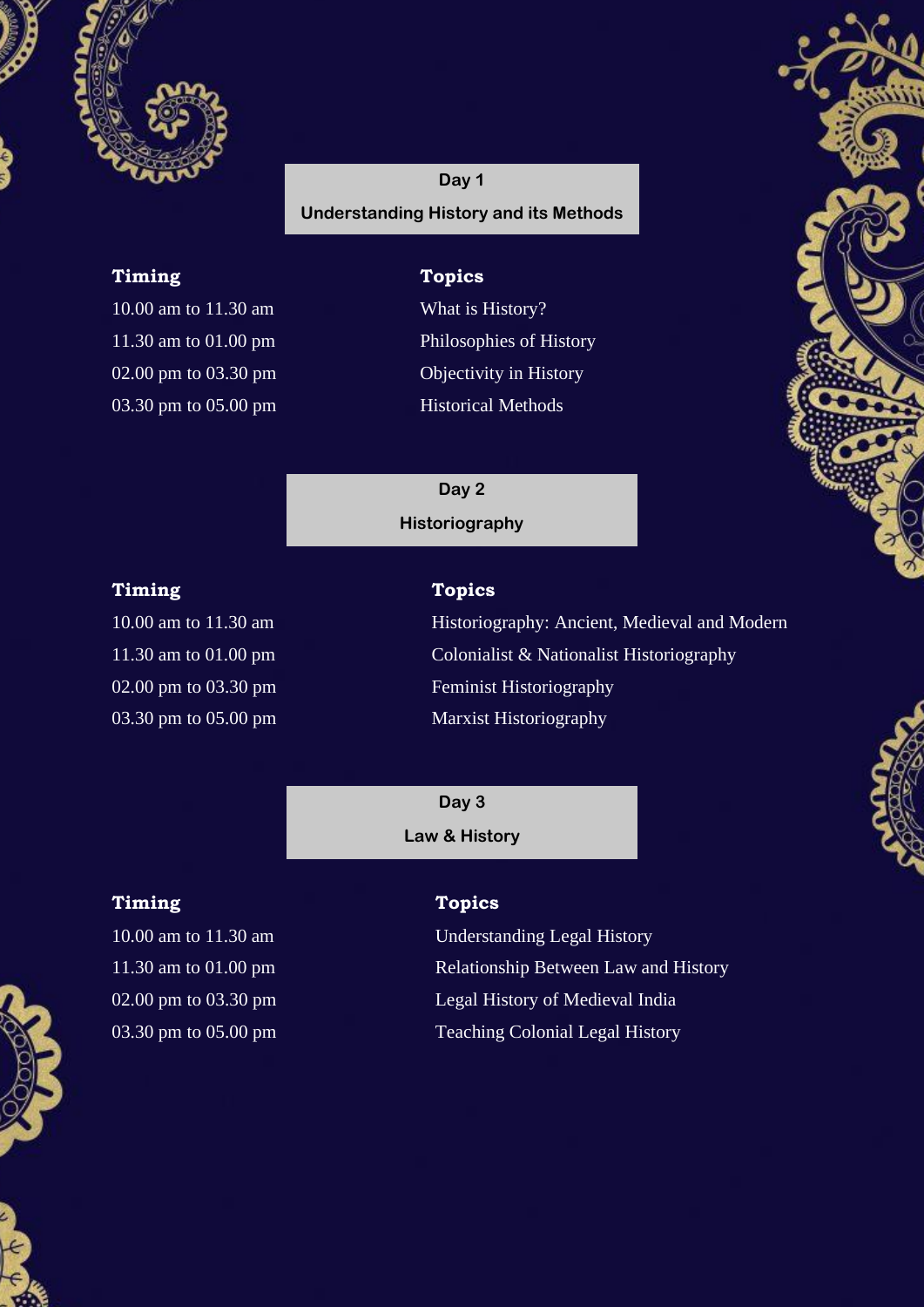## Day 1

### Understanding History and its Methods

| Timing | Topics |
| --- | --- |
| 10.00 am to 11.30 am | What is History? |
| 11.30 am to 01.00 pm | Philosophies of History |
| 02.00 pm to 03.30 pm | Objectivity in History |
| 03.30 pm to 05.00 pm | Historical Methods |

## Day 2

### Historiography

| Timing | Topics |
| --- | --- |
| 10.00 am to 11.30 am | Historiography: Ancient, Medieval and Modern |
| 11.30 am to 01.00 pm | Colonialist & Nationalist Historiography |
| 02.00 pm to 03.30 pm | Feminist Historiography |
| 03.30 pm to 05.00 pm | Marxist Historiography |

## Day 3

### Law & History

| Timing | Topics |
| --- | --- |
| 10.00 am to 11.30 am | Understanding Legal History |
| 11.30 am to 01.00 pm | Relationship Between Law and History |
| 02.00 pm to 03.30 pm | Legal History of Medieval India |
| 03.30 pm to 05.00 pm | Teaching Colonial Legal History |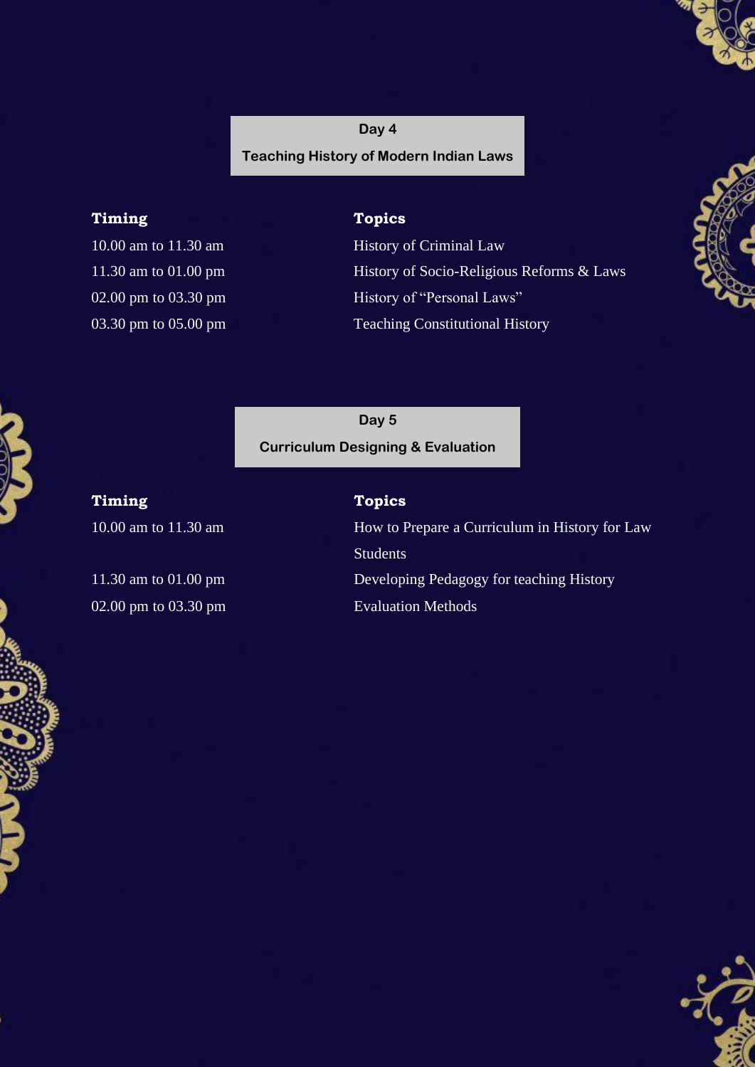## Day 4

### Teaching History of Modern Indian Laws

| Timing | Topics |
| --- | --- |
| 10.00 am to 11.30 am | History of Criminal Law |
| 11.30 am to 01.00 pm | History of Socio-Religious Reforms & Laws |
| 02.00 pm to 03.30 pm | History of "Personal Laws" |
| 03.30 pm to 05.00 pm | Teaching Constitutional History |

## Day 5

### Curriculum Designing & Evaluation

| Timing | Topics |
| --- | --- |
| 10.00 am to 11.30 am | How to Prepare a Curriculum in History for Law Students |
| 11.30 am to 01.00 pm | Developing Pedagogy for teaching History |
| 02.00 pm to 03.30 pm | Evaluation Methods |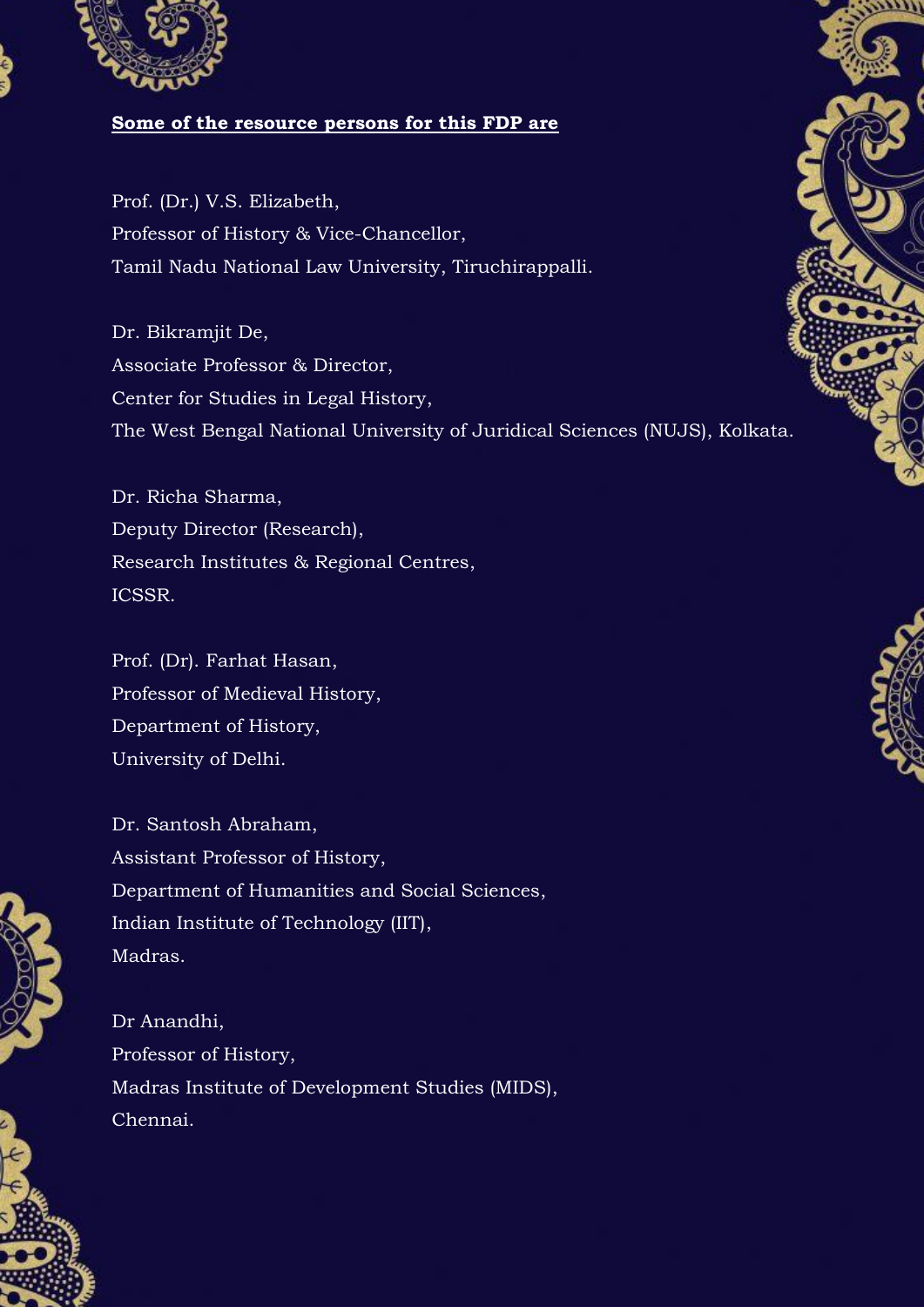**Some of the resource persons for this FDP are**

Prof. (Dr.) V.S. Elizabeth,
Professor of History & Vice-Chancellor,
Tamil Nadu National Law University, Tiruchirappalli.

Dr. Bikramjit De,
Associate Professor & Director,
Center for Studies in Legal History,
The West Bengal National University of Juridical Sciences (NUJS), Kolkata.

Dr. Richa Sharma,
Deputy Director (Research),
Research Institutes & Regional Centres,
ICSSR.

Prof. (Dr). Farhat Hasan,
Professor of Medieval History,
Department of History,
University of Delhi.

Dr. Santosh Abraham,
Assistant Professor of History,
Department of Humanities and Social Sciences,
Indian Institute of Technology (IIT),
Madras.

Dr Anandhi,
Professor of History,
Madras Institute of Development Studies (MIDS),
Chennai.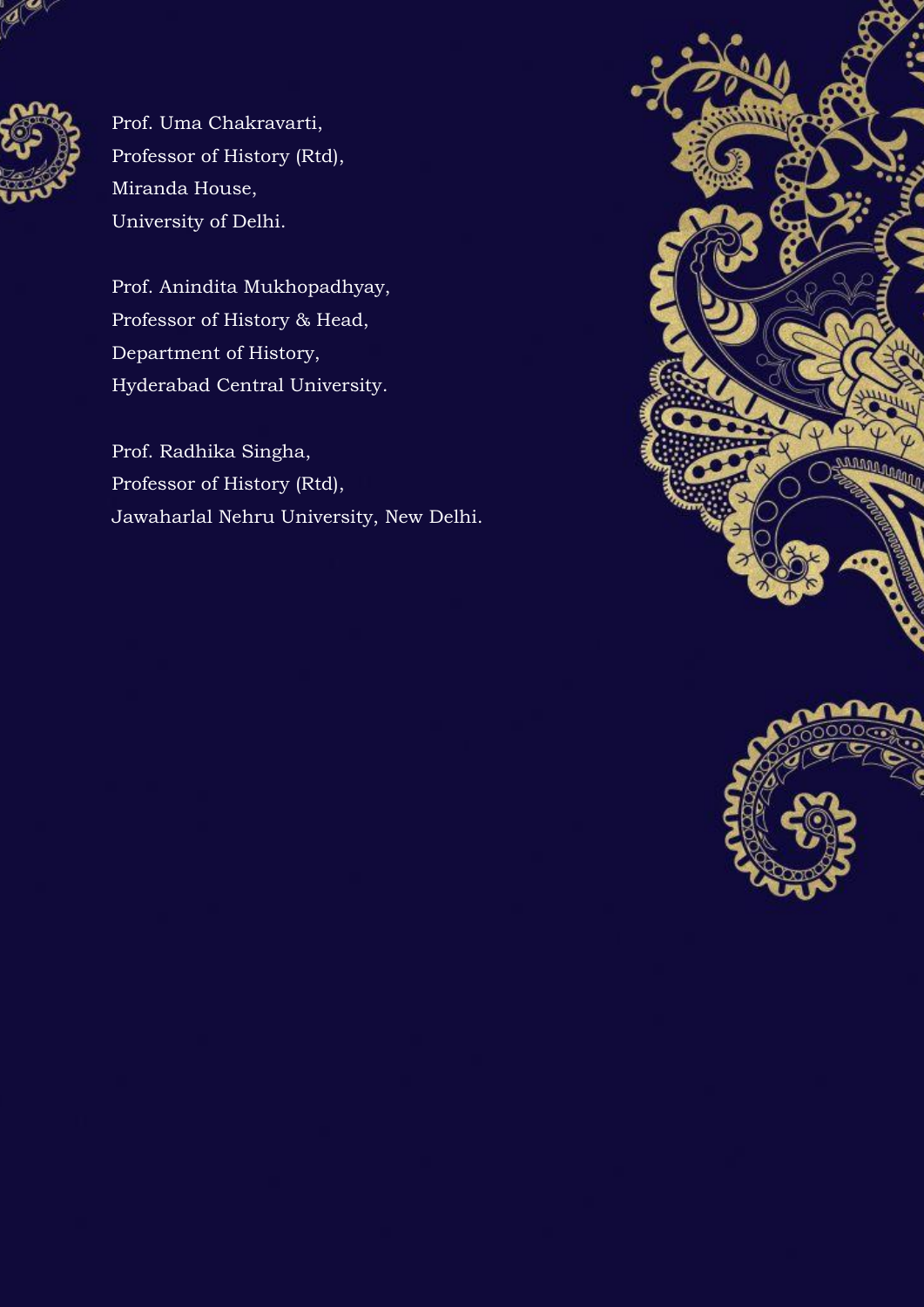Prof. Uma Chakravarti,
Professor of History (Rtd),
Miranda House,
University of Delhi.

Prof. Anindita Mukhopadhyay,
Professor of History & Head,
Department of History,
Hyderabad Central University.

Prof. Radhika Singha,
Professor of History (Rtd),
Jawaharlal Nehru University, New Delhi.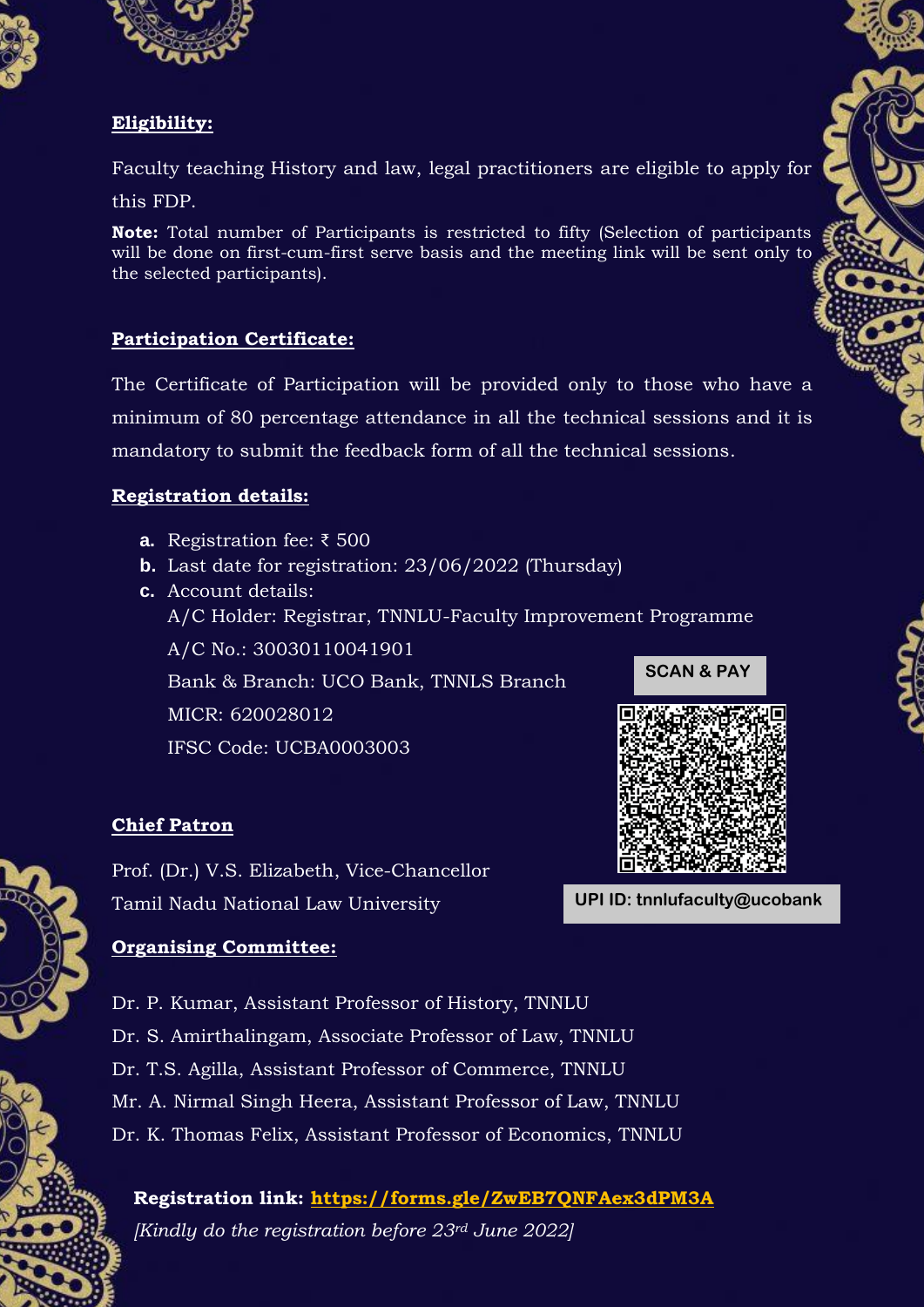**Eligibility:**

Faculty teaching History and law, legal practitioners are eligible to apply for this FDP.

**Note:** Total number of Participants is restricted to fifty (Selection of participants will be done on first-cum-first serve basis and the meeting link will be sent only to the selected participants).

**Participation Certificate:**

The Certificate of Participation will be provided only to those who have a minimum of 80 percentage attendance in all the technical sessions and it is mandatory to submit the feedback form of all the technical sessions.

**Registration details:**

a. Registration fee: ₹ 500
b. Last date for registration: 23/06/2022 (Thursday)
c. Account details:
   A/C Holder: Registrar, TNNLU-Faculty Improvement Programme
   A/C No.: 30030110041901
   Bank & Branch: UCO Bank, TNNLS Branch
   MICR: 620028012
   IFSC Code: UCBA0003003

SCAN & PAY

UPI ID: tnnlufaculty@ucobank

**Chief Patron**

Prof. (Dr.) V.S. Elizabeth, Vice-Chancellor
Tamil Nadu National Law University

**Organising Committee:**

Dr. P. Kumar, Assistant Professor of History, TNNLU
Dr. S. Amirthalingam, Associate Professor of Law, TNNLU
Dr. T.S. Agilla, Assistant Professor of Commerce, TNNLU
Mr. A. Nirmal Singh Heera, Assistant Professor of Law, TNNLU
Dr. K. Thomas Felix, Assistant Professor of Economics, TNNLU

**Registration link: https://forms.gle/ZwEB7QNFAex3dPM3A**

*[Kindly do the registration before 23rd June 2022]*